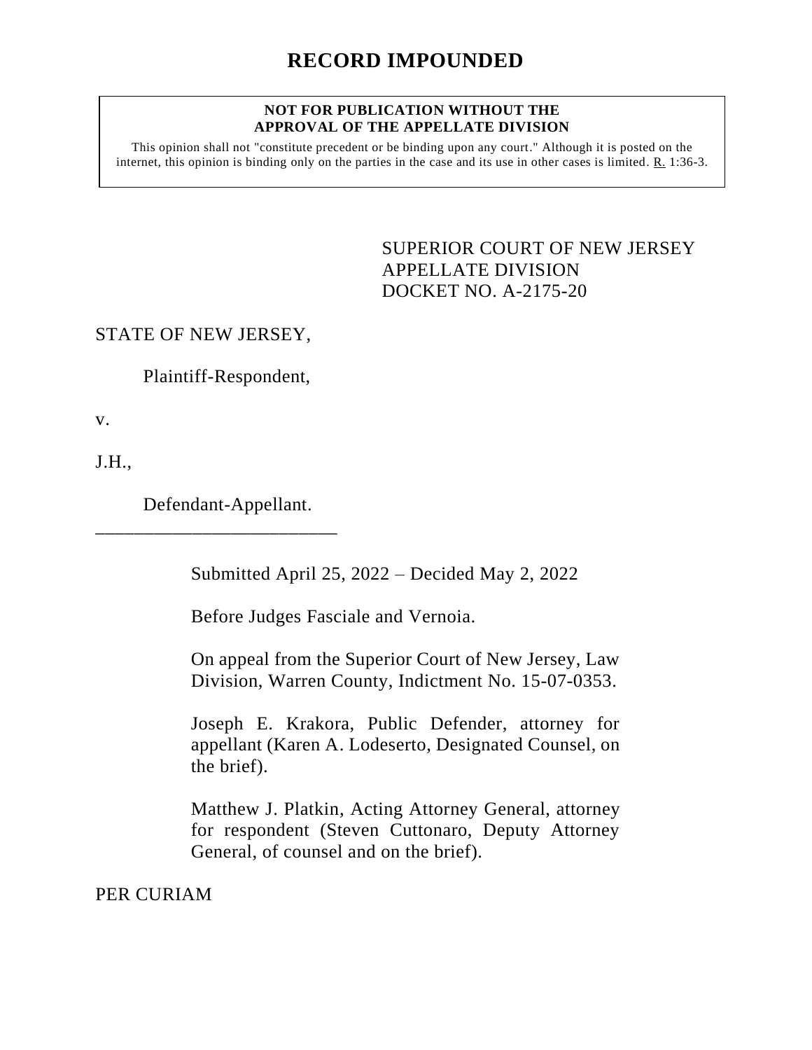# RECORD IMPOUNDED

**NOT FOR PUBLICATION WITHOUT THE APPROVAL OF THE APPELLATE DIVISION**

This opinion shall not "constitute precedent or be binding upon any court." Although it is posted on the internet, this opinion is binding only on the parties in the case and its use in other cases is limited. R. 1:36-3.

SUPERIOR COURT OF NEW JERSEY
APPELLATE DIVISION
DOCKET NO. A-2175-20

STATE OF NEW JERSEY,

Plaintiff-Respondent,

v.

J.H.,

Defendant-Appellant.
\_\_\_\_\_\_\_\_\_\_\_\_\_\_\_\_\_\_\_\_\_\_\_\_\_\_

Submitted April 25, 2022 – Decided May 2, 2022

Before Judges Fasciale and Vernoia.

On appeal from the Superior Court of New Jersey, Law Division, Warren County, Indictment No. 15-07-0353.

Joseph E. Krakora, Public Defender, attorney for appellant (Karen A. Lodeserto, Designated Counsel, on the brief).

Matthew J. Platkin, Acting Attorney General, attorney for respondent (Steven Cuttonaro, Deputy Attorney General, of counsel and on the brief).

PER CURIAM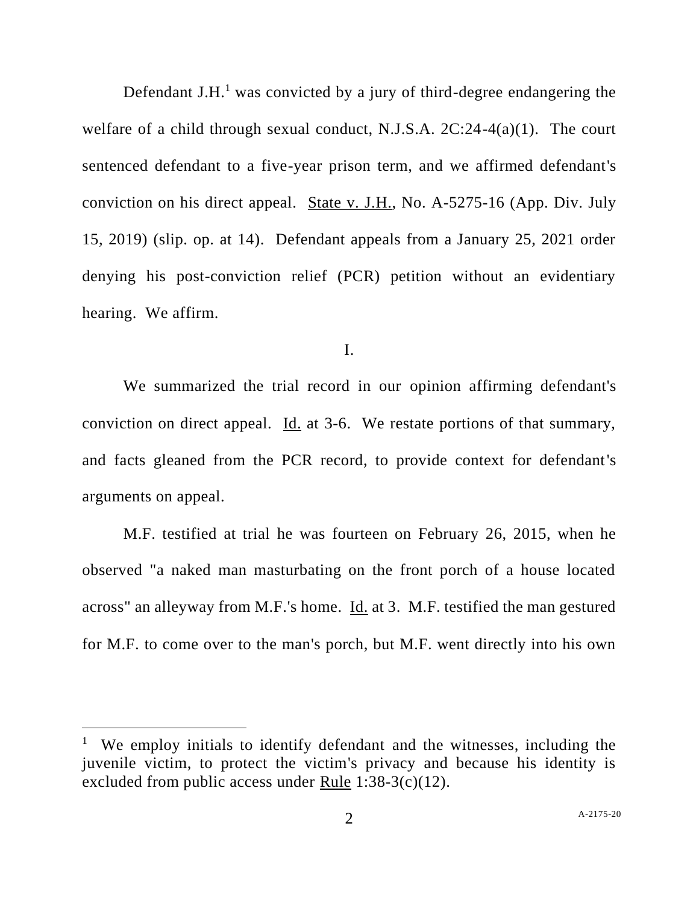Defendant J.H.[1] was convicted by a jury of third-degree endangering the welfare of a child through sexual conduct, N.J.S.A. 2C:24-4(a)(1). The court sentenced defendant to a five-year prison term, and we affirmed defendant's conviction on his direct appeal. State v. J.H., No. A-5275-16 (App. Div. July 15, 2019) (slip. op. at 14). Defendant appeals from a January 25, 2021 order denying his post-conviction relief (PCR) petition without an evidentiary hearing. We affirm.

I.

We summarized the trial record in our opinion affirming defendant's conviction on direct appeal. Id. at 3-6. We restate portions of that summary, and facts gleaned from the PCR record, to provide context for defendant's arguments on appeal.

M.F. testified at trial he was fourteen on February 26, 2015, when he observed "a naked man masturbating on the front porch of a house located across" an alleyway from M.F.'s home. Id. at 3. M.F. testified the man gestured for M.F. to come over to the man's porch, but M.F. went directly into his own

---

[1] We employ initials to identify defendant and the witnesses, including the juvenile victim, to protect the victim's privacy and because his identity is excluded from public access under Rule 1:38-3(c)(12).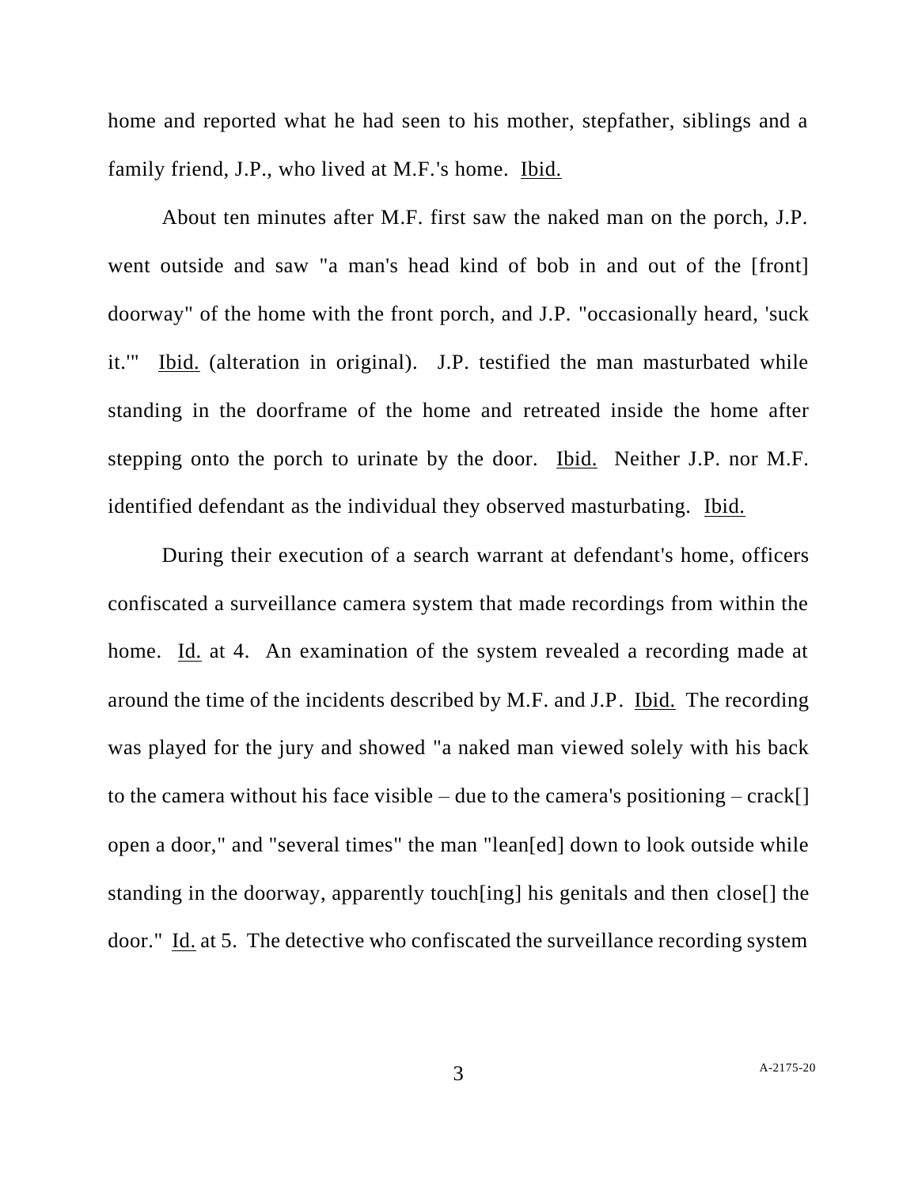home and reported what he had seen to his mother, stepfather, siblings and a family friend, J.P., who lived at M.F.'s home. Ibid.

About ten minutes after M.F. first saw the naked man on the porch, J.P. went outside and saw "a man's head kind of bob in and out of the [front] doorway" of the home with the front porch, and J.P. "occasionally heard, 'suck it.'" Ibid. (alteration in original). J.P. testified the man masturbated while standing in the doorframe of the home and retreated inside the home after stepping onto the porch to urinate by the door. Ibid. Neither J.P. nor M.F. identified defendant as the individual they observed masturbating. Ibid.

During their execution of a search warrant at defendant's home, officers confiscated a surveillance camera system that made recordings from within the home. Id. at 4. An examination of the system revealed a recording made at around the time of the incidents described by M.F. and J.P. Ibid. The recording was played for the jury and showed "a naked man viewed solely with his back to the camera without his face visible – due to the camera's positioning – crack[] open a door," and "several times" the man "lean[ed] down to look outside while standing in the doorway, apparently touch[ing] his genitals and then close[] the door." Id. at 5. The detective who confiscated the surveillance recording system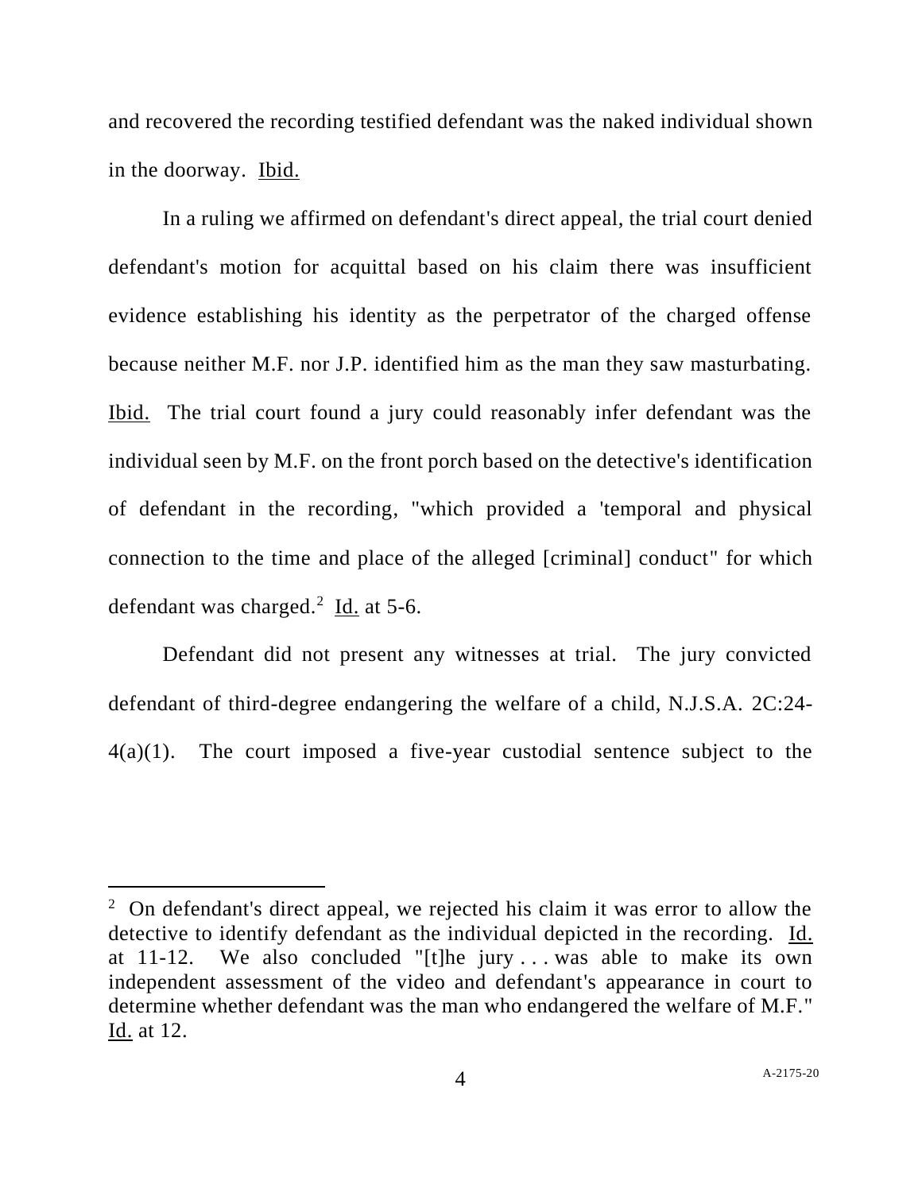and recovered the recording testified defendant was the naked individual shown in the doorway. Ibid.

In a ruling we affirmed on defendant's direct appeal, the trial court denied defendant's motion for acquittal based on his claim there was insufficient evidence establishing his identity as the perpetrator of the charged offense because neither M.F. nor J.P. identified him as the man they saw masturbating. Ibid. The trial court found a jury could reasonably infer defendant was the individual seen by M.F. on the front porch based on the detective's identification of defendant in the recording, "which provided a 'temporal and physical connection to the time and place of the alleged [criminal] conduct" for which defendant was charged.[2] Id. at 5-6.

Defendant did not present any witnesses at trial. The jury convicted defendant of third-degree endangering the welfare of a child, N.J.S.A. 2C:24-4(a)(1). The court imposed a five-year custodial sentence subject to the

---

[2] On defendant's direct appeal, we rejected his claim it was error to allow the detective to identify defendant as the individual depicted in the recording. Id. at 11-12. We also concluded "[t]he jury . . . was able to make its own independent assessment of the video and defendant's appearance in court to determine whether defendant was the man who endangered the welfare of M.F." Id. at 12.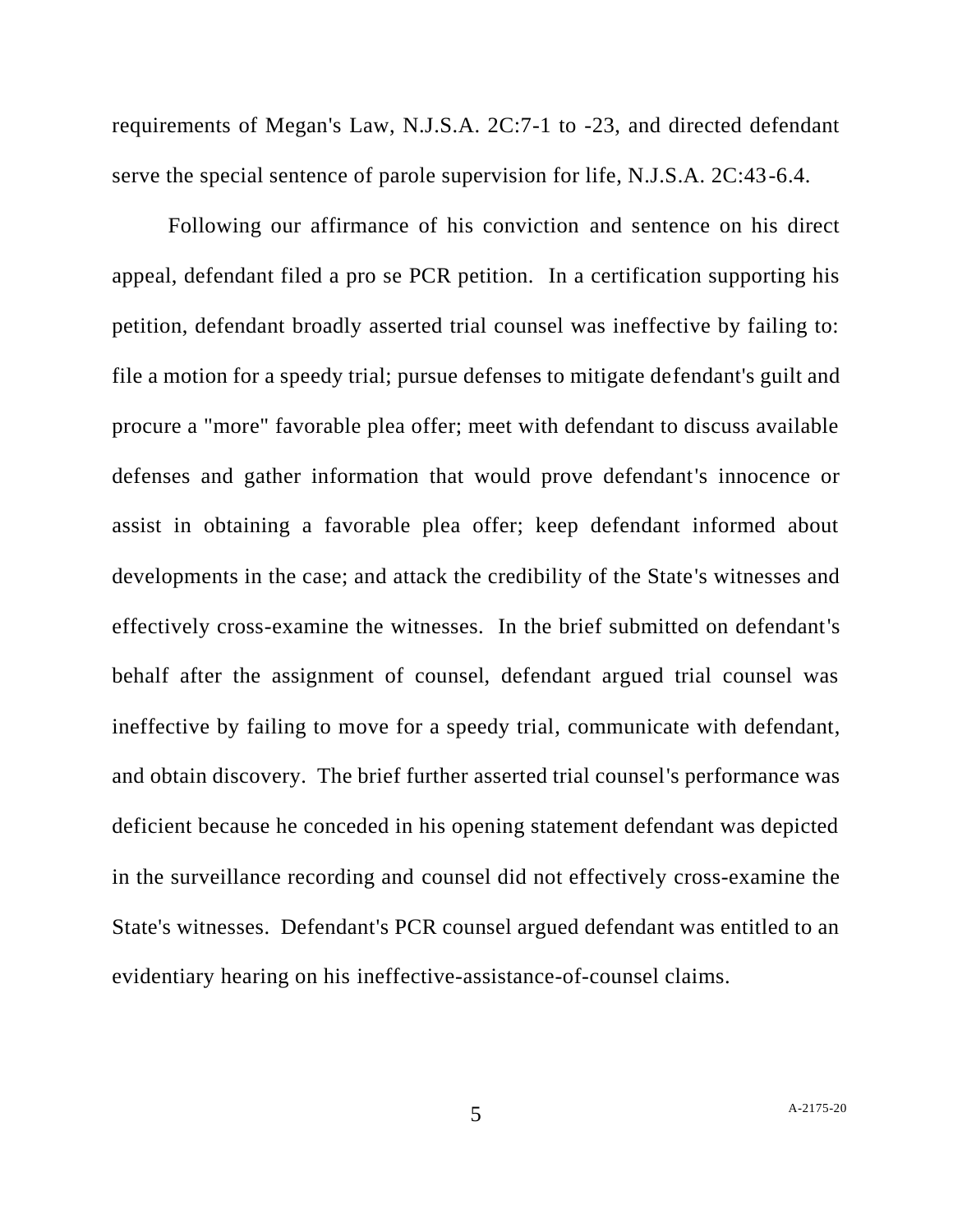requirements of Megan's Law, N.J.S.A. 2C:7-1 to -23, and directed defendant serve the special sentence of parole supervision for life, N.J.S.A. 2C:43-6.4.

Following our affirmance of his conviction and sentence on his direct appeal, defendant filed a pro se PCR petition. In a certification supporting his petition, defendant broadly asserted trial counsel was ineffective by failing to: file a motion for a speedy trial; pursue defenses to mitigate defendant's guilt and procure a "more" favorable plea offer; meet with defendant to discuss available defenses and gather information that would prove defendant's innocence or assist in obtaining a favorable plea offer; keep defendant informed about developments in the case; and attack the credibility of the State's witnesses and effectively cross-examine the witnesses. In the brief submitted on defendant's behalf after the assignment of counsel, defendant argued trial counsel was ineffective by failing to move for a speedy trial, communicate with defendant, and obtain discovery. The brief further asserted trial counsel's performance was deficient because he conceded in his opening statement defendant was depicted in the surveillance recording and counsel did not effectively cross-examine the State's witnesses. Defendant's PCR counsel argued defendant was entitled to an evidentiary hearing on his ineffective-assistance-of-counsel claims.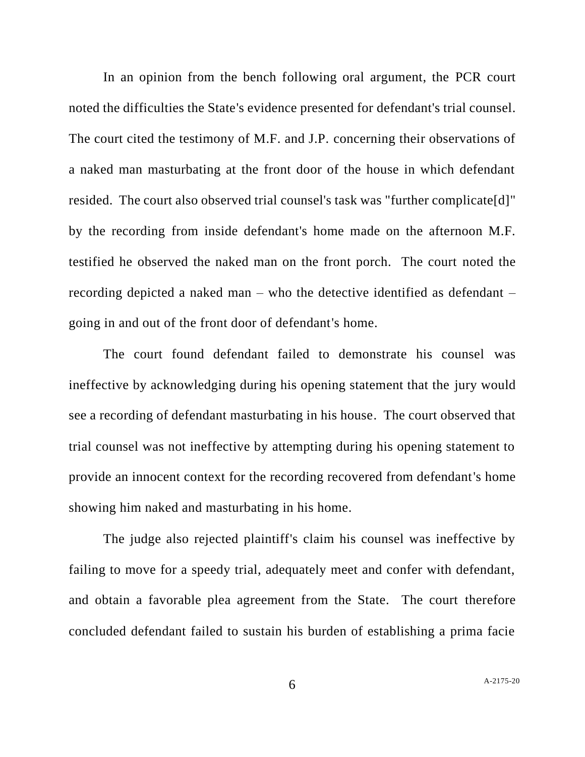In an opinion from the bench following oral argument, the PCR court noted the difficulties the State's evidence presented for defendant's trial counsel. The court cited the testimony of M.F. and J.P. concerning their observations of a naked man masturbating at the front door of the house in which defendant resided. The court also observed trial counsel's task was "further complicate[d]" by the recording from inside defendant's home made on the afternoon M.F. testified he observed the naked man on the front porch. The court noted the recording depicted a naked man – who the detective identified as defendant – going in and out of the front door of defendant's home.

The court found defendant failed to demonstrate his counsel was ineffective by acknowledging during his opening statement that the jury would see a recording of defendant masturbating in his house. The court observed that trial counsel was not ineffective by attempting during his opening statement to provide an innocent context for the recording recovered from defendant's home showing him naked and masturbating in his home.

The judge also rejected plaintiff's claim his counsel was ineffective by failing to move for a speedy trial, adequately meet and confer with defendant, and obtain a favorable plea agreement from the State. The court therefore concluded defendant failed to sustain his burden of establishing a prima facie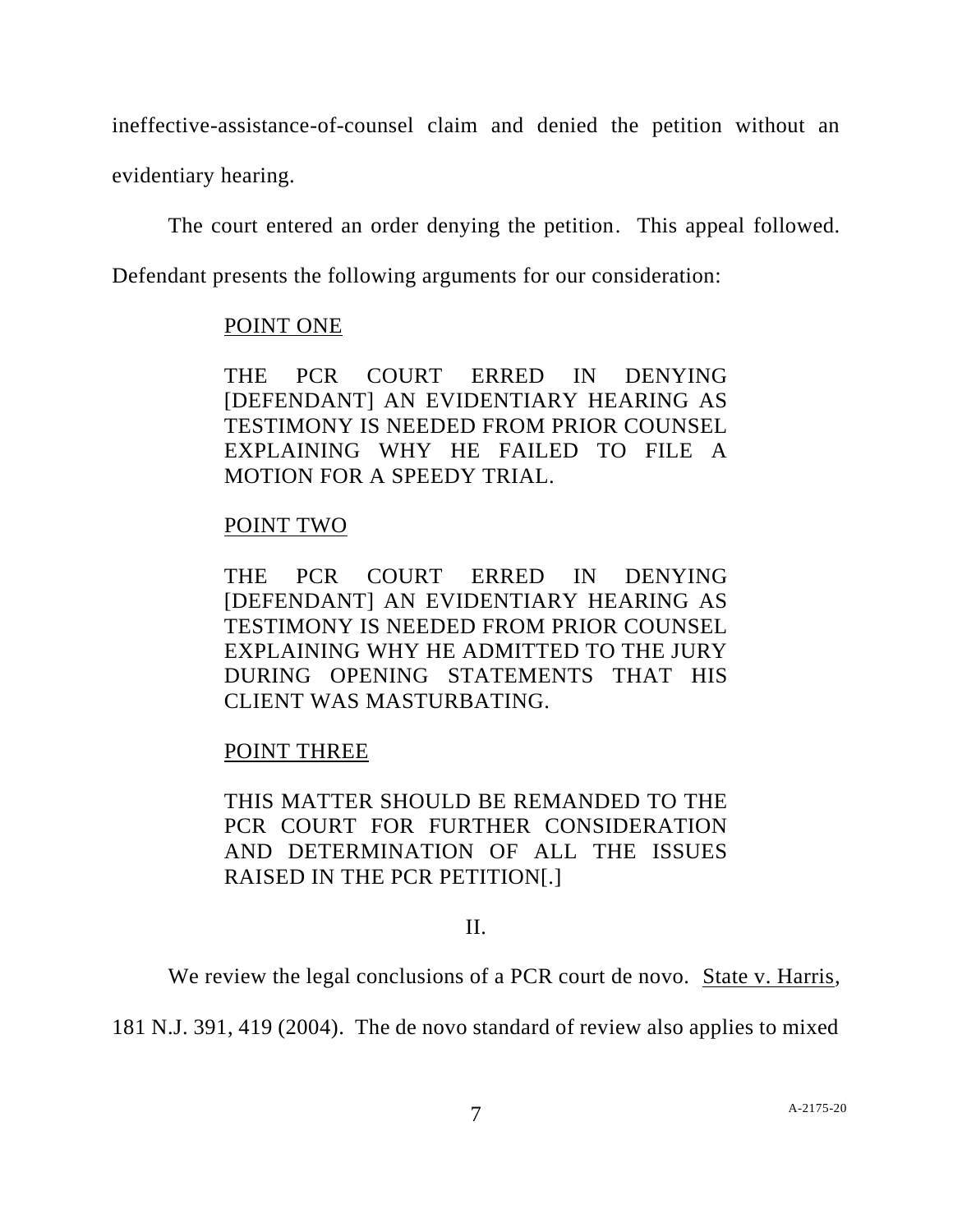ineffective-assistance-of-counsel claim and denied the petition without an evidentiary hearing.

The court entered an order denying the petition. This appeal followed. Defendant presents the following arguments for our consideration:

> POINT ONE
>
> THE PCR COURT ERRED IN DENYING [DEFENDANT] AN EVIDENTIARY HEARING AS TESTIMONY IS NEEDED FROM PRIOR COUNSEL EXPLAINING WHY HE FAILED TO FILE A MOTION FOR A SPEEDY TRIAL.
>
> POINT TWO
>
> THE PCR COURT ERRED IN DENYING [DEFENDANT] AN EVIDENTIARY HEARING AS TESTIMONY IS NEEDED FROM PRIOR COUNSEL EXPLAINING WHY HE ADMITTED TO THE JURY DURING OPENING STATEMENTS THAT HIS CLIENT WAS MASTURBATING.
>
> POINT THREE
>
> THIS MATTER SHOULD BE REMANDED TO THE PCR COURT FOR FURTHER CONSIDERATION AND DETERMINATION OF ALL THE ISSUES RAISED IN THE PCR PETITION[.]

## II.

We review the legal conclusions of a PCR court de novo. State v. Harris, 181 N.J. 391, 419 (2004). The de novo standard of review also applies to mixed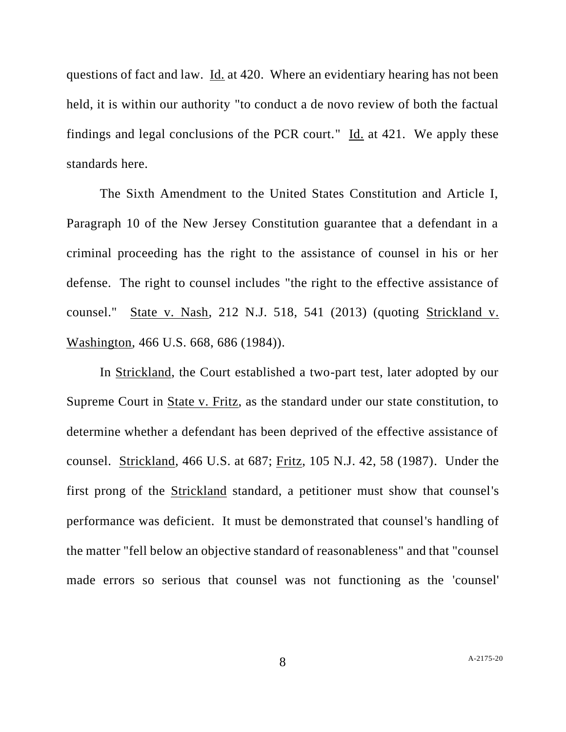questions of fact and law. Id. at 420. Where an evidentiary hearing has not been held, it is within our authority "to conduct a de novo review of both the factual findings and legal conclusions of the PCR court." Id. at 421. We apply these standards here.

The Sixth Amendment to the United States Constitution and Article I, Paragraph 10 of the New Jersey Constitution guarantee that a defendant in a criminal proceeding has the right to the assistance of counsel in his or her defense. The right to counsel includes "the right to the effective assistance of counsel." State v. Nash, 212 N.J. 518, 541 (2013) (quoting Strickland v. Washington, 466 U.S. 668, 686 (1984)).

In Strickland, the Court established a two-part test, later adopted by our Supreme Court in State v. Fritz, as the standard under our state constitution, to determine whether a defendant has been deprived of the effective assistance of counsel. Strickland, 466 U.S. at 687; Fritz, 105 N.J. 42, 58 (1987). Under the first prong of the Strickland standard, a petitioner must show that counsel's performance was deficient. It must be demonstrated that counsel's handling of the matter "fell below an objective standard of reasonableness" and that "counsel made errors so serious that counsel was not functioning as the 'counsel'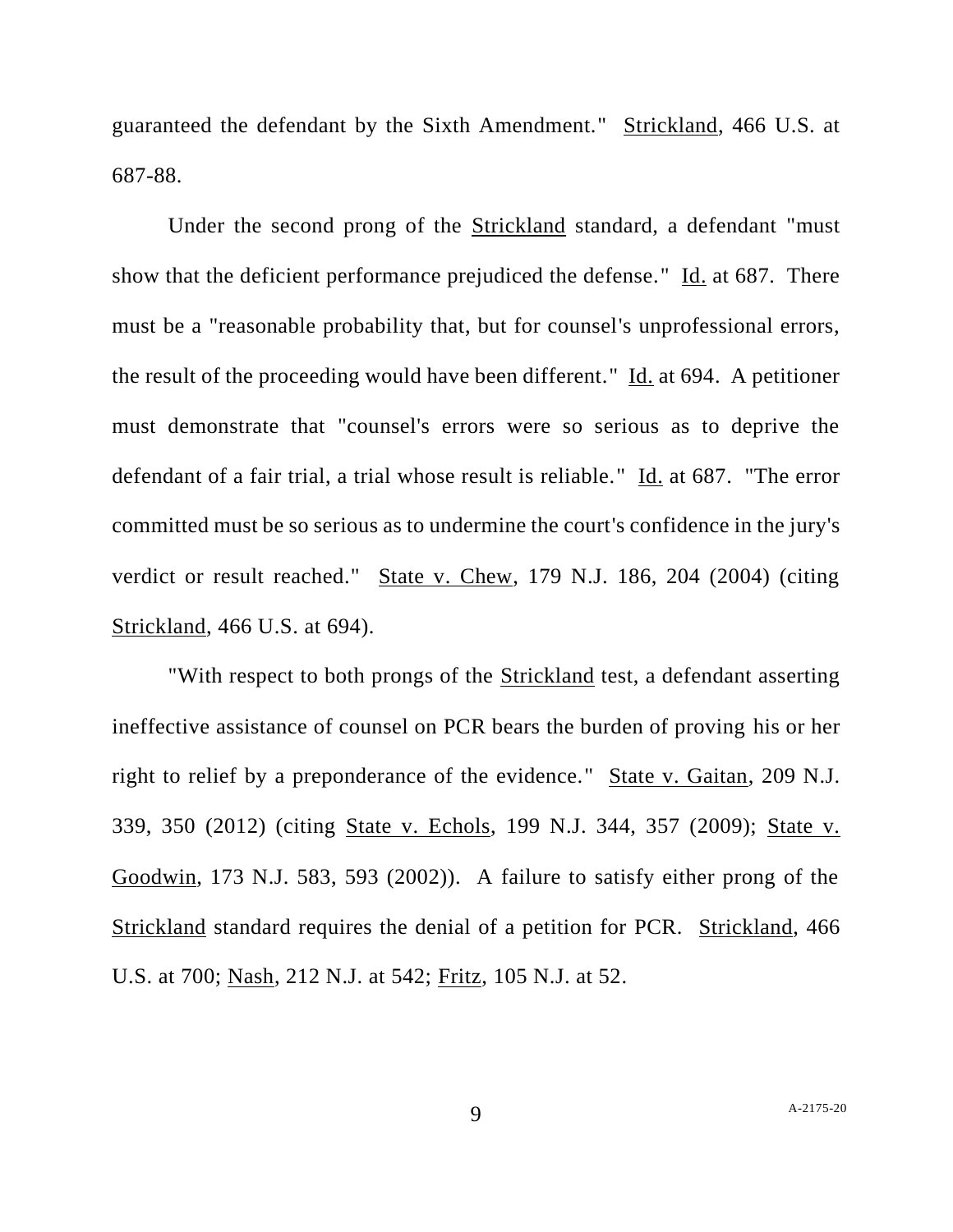guaranteed the defendant by the Sixth Amendment." Strickland, 466 U.S. at 687-88.

Under the second prong of the Strickland standard, a defendant "must show that the deficient performance prejudiced the defense." Id. at 687. There must be a "reasonable probability that, but for counsel's unprofessional errors, the result of the proceeding would have been different." Id. at 694. A petitioner must demonstrate that "counsel's errors were so serious as to deprive the defendant of a fair trial, a trial whose result is reliable." Id. at 687. "The error committed must be so serious as to undermine the court's confidence in the jury's verdict or result reached." State v. Chew, 179 N.J. 186, 204 (2004) (citing Strickland, 466 U.S. at 694).

"With respect to both prongs of the Strickland test, a defendant asserting ineffective assistance of counsel on PCR bears the burden of proving his or her right to relief by a preponderance of the evidence." State v. Gaitan, 209 N.J. 339, 350 (2012) (citing State v. Echols, 199 N.J. 344, 357 (2009); State v. Goodwin, 173 N.J. 583, 593 (2002)). A failure to satisfy either prong of the Strickland standard requires the denial of a petition for PCR. Strickland, 466 U.S. at 700; Nash, 212 N.J. at 542; Fritz, 105 N.J. at 52.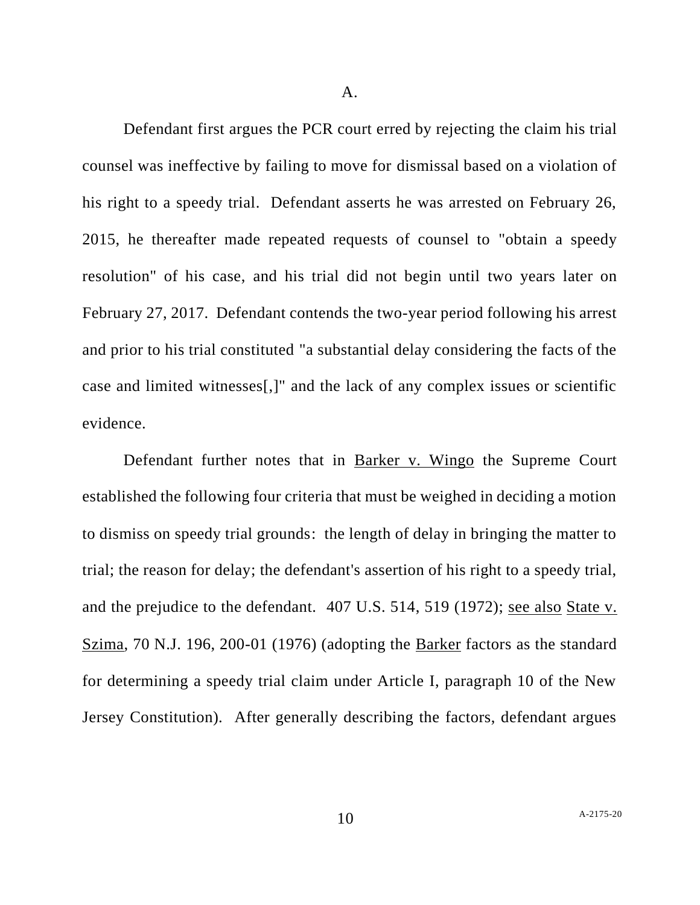A.

Defendant first argues the PCR court erred by rejecting the claim his trial counsel was ineffective by failing to move for dismissal based on a violation of his right to a speedy trial. Defendant asserts he was arrested on February 26, 2015, he thereafter made repeated requests of counsel to "obtain a speedy resolution" of his case, and his trial did not begin until two years later on February 27, 2017. Defendant contends the two-year period following his arrest and prior to his trial constituted "a substantial delay considering the facts of the case and limited witnesses[,]" and the lack of any complex issues or scientific evidence.

Defendant further notes that in Barker v. Wingo the Supreme Court established the following four criteria that must be weighed in deciding a motion to dismiss on speedy trial grounds: the length of delay in bringing the matter to trial; the reason for delay; the defendant's assertion of his right to a speedy trial, and the prejudice to the defendant. 407 U.S. 514, 519 (1972); see also State v. Szima, 70 N.J. 196, 200-01 (1976) (adopting the Barker factors as the standard for determining a speedy trial claim under Article I, paragraph 10 of the New Jersey Constitution). After generally describing the factors, defendant argues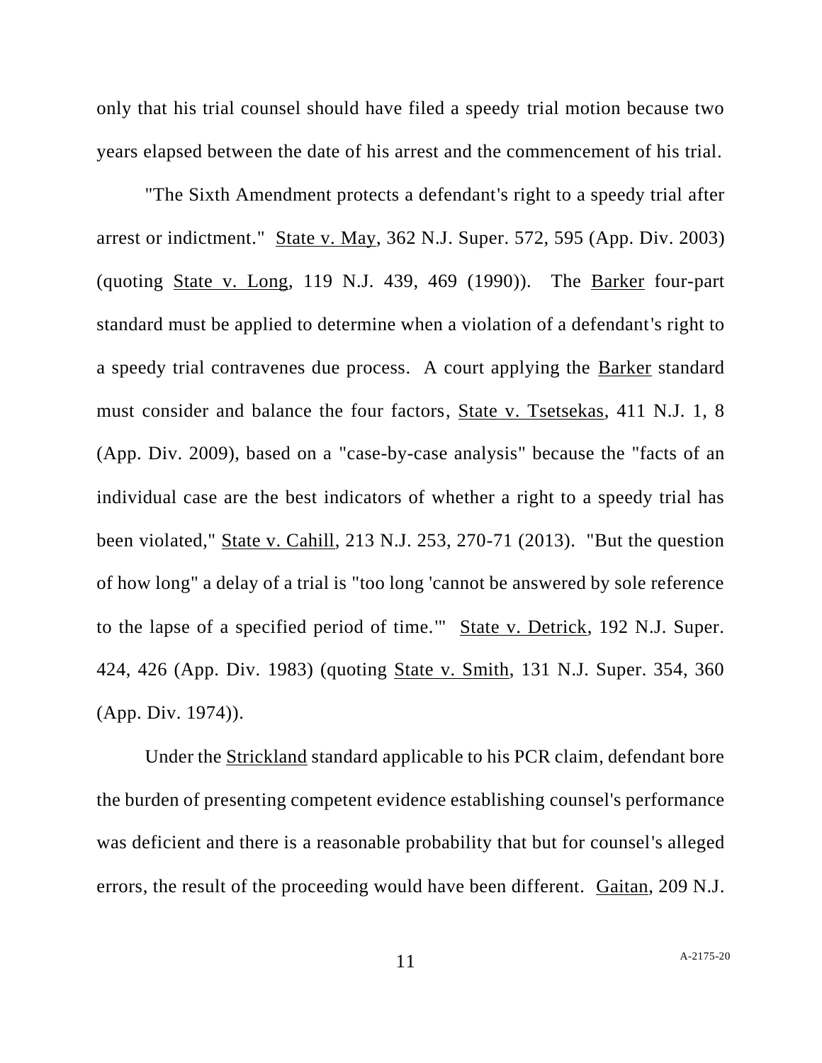only that his trial counsel should have filed a speedy trial motion because two years elapsed between the date of his arrest and the commencement of his trial.

"The Sixth Amendment protects a defendant's right to a speedy trial after arrest or indictment." State v. May, 362 N.J. Super. 572, 595 (App. Div. 2003) (quoting State v. Long, 119 N.J. 439, 469 (1990)). The Barker four-part standard must be applied to determine when a violation of a defendant's right to a speedy trial contravenes due process. A court applying the Barker standard must consider and balance the four factors, State v. Tsetsekas, 411 N.J. 1, 8 (App. Div. 2009), based on a "case-by-case analysis" because the "facts of an individual case are the best indicators of whether a right to a speedy trial has been violated," State v. Cahill, 213 N.J. 253, 270-71 (2013). "But the question of how long" a delay of a trial is "too long 'cannot be answered by sole reference to the lapse of a specified period of time.'" State v. Detrick, 192 N.J. Super. 424, 426 (App. Div. 1983) (quoting State v. Smith, 131 N.J. Super. 354, 360 (App. Div. 1974)).

Under the Strickland standard applicable to his PCR claim, defendant bore the burden of presenting competent evidence establishing counsel's performance was deficient and there is a reasonable probability that but for counsel's alleged errors, the result of the proceeding would have been different. Gaitan, 209 N.J.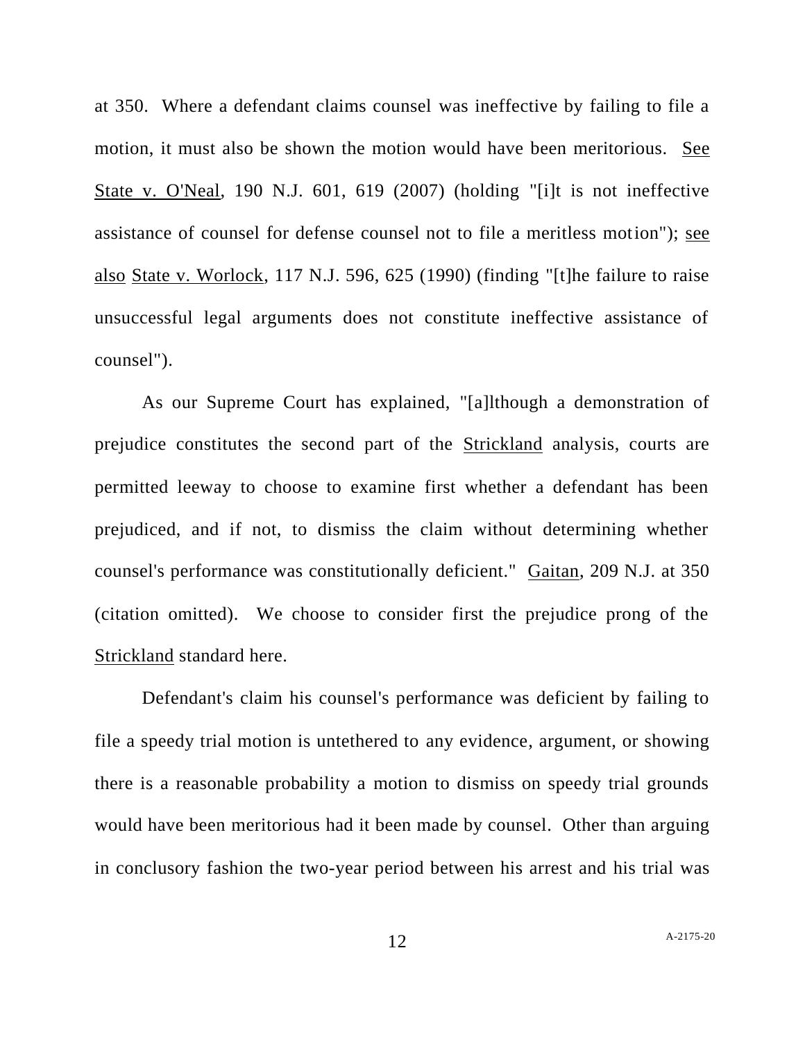at 350. Where a defendant claims counsel was ineffective by failing to file a motion, it must also be shown the motion would have been meritorious. See State v. O'Neal, 190 N.J. 601, 619 (2007) (holding "[i]t is not ineffective assistance of counsel for defense counsel not to file a meritless motion"); see also State v. Worlock, 117 N.J. 596, 625 (1990) (finding "[t]he failure to raise unsuccessful legal arguments does not constitute ineffective assistance of counsel").

As our Supreme Court has explained, "[a]lthough a demonstration of prejudice constitutes the second part of the Strickland analysis, courts are permitted leeway to choose to examine first whether a defendant has been prejudiced, and if not, to dismiss the claim without determining whether counsel's performance was constitutionally deficient." Gaitan, 209 N.J. at 350 (citation omitted). We choose to consider first the prejudice prong of the Strickland standard here.

Defendant's claim his counsel's performance was deficient by failing to file a speedy trial motion is untethered to any evidence, argument, or showing there is a reasonable probability a motion to dismiss on speedy trial grounds would have been meritorious had it been made by counsel. Other than arguing in conclusory fashion the two-year period between his arrest and his trial was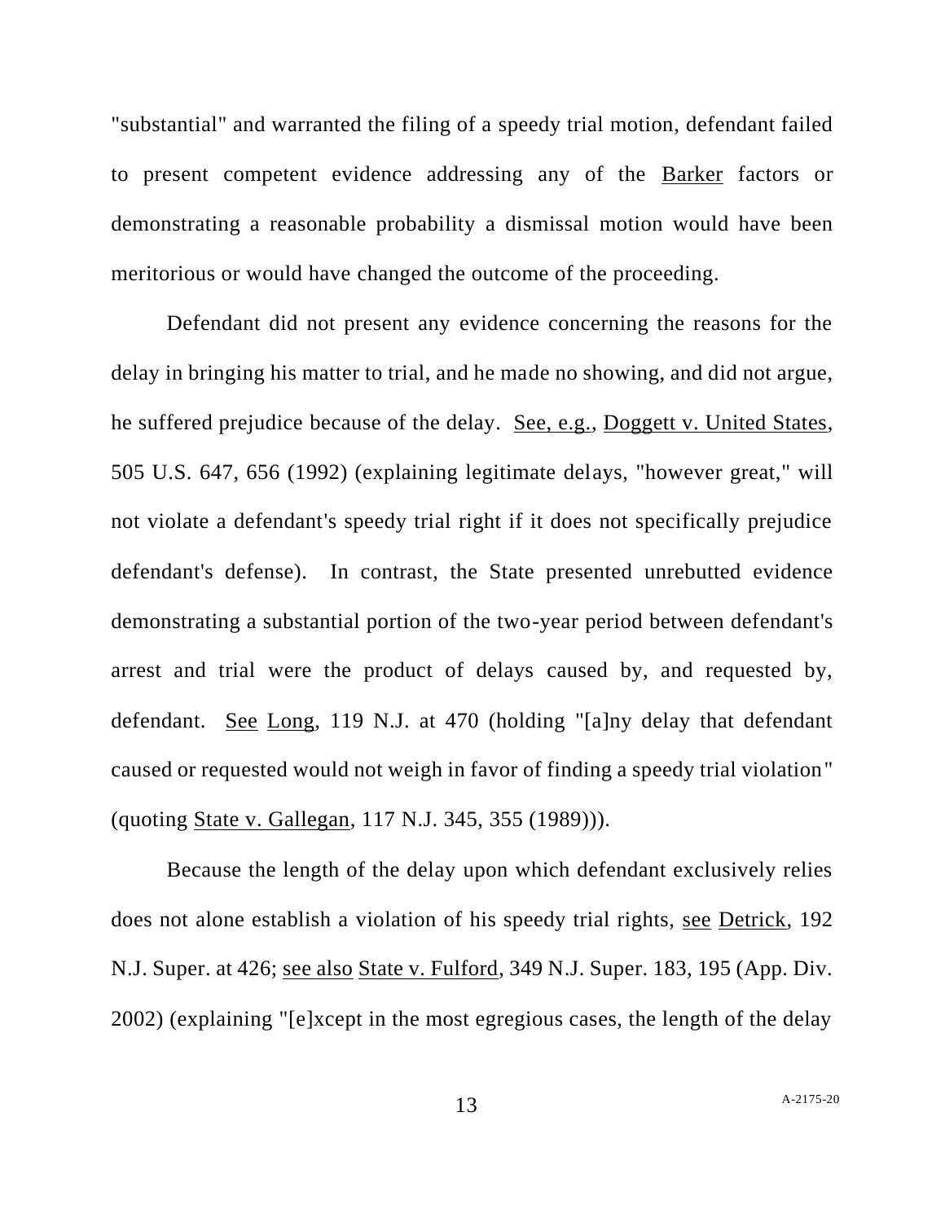"substantial" and warranted the filing of a speedy trial motion, defendant failed to present competent evidence addressing any of the Barker factors or demonstrating a reasonable probability a dismissal motion would have been meritorious or would have changed the outcome of the proceeding.

Defendant did not present any evidence concerning the reasons for the delay in bringing his matter to trial, and he made no showing, and did not argue, he suffered prejudice because of the delay. See, e.g., Doggett v. United States, 505 U.S. 647, 656 (1992) (explaining legitimate delays, "however great," will not violate a defendant's speedy trial right if it does not specifically prejudice defendant's defense). In contrast, the State presented unrebutted evidence demonstrating a substantial portion of the two-year period between defendant's arrest and trial were the product of delays caused by, and requested by, defendant. See Long, 119 N.J. at 470 (holding "[a]ny delay that defendant caused or requested would not weigh in favor of finding a speedy trial violation" (quoting State v. Gallegan, 117 N.J. 345, 355 (1989))).

Because the length of the delay upon which defendant exclusively relies does not alone establish a violation of his speedy trial rights, see Detrick, 192 N.J. Super. at 426; see also State v. Fulford, 349 N.J. Super. 183, 195 (App. Div. 2002) (explaining "[e]xcept in the most egregious cases, the length of the delay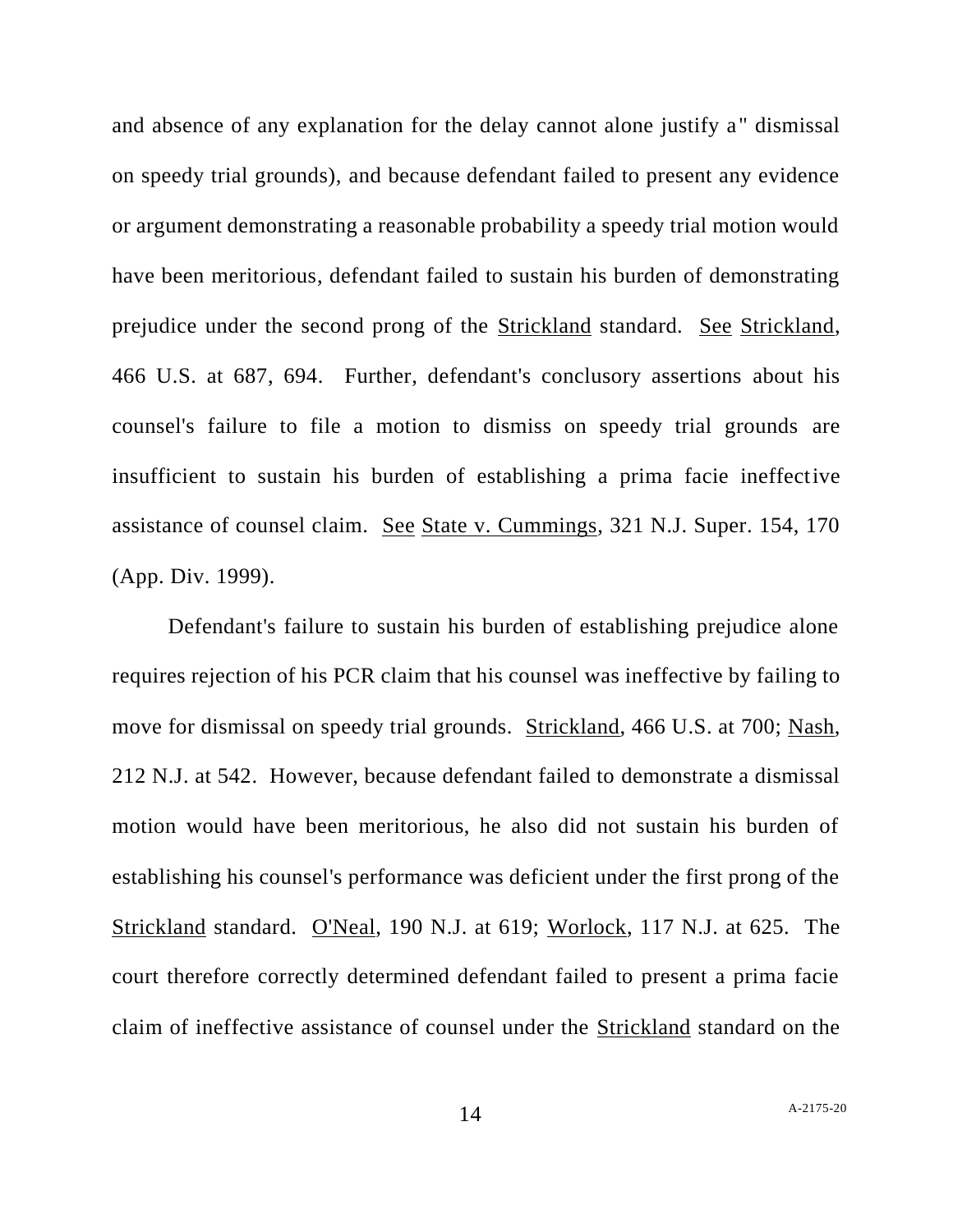and absence of any explanation for the delay cannot alone justify a" dismissal on speedy trial grounds), and because defendant failed to present any evidence or argument demonstrating a reasonable probability a speedy trial motion would have been meritorious, defendant failed to sustain his burden of demonstrating prejudice under the second prong of the Strickland standard. See Strickland, 466 U.S. at 687, 694. Further, defendant's conclusory assertions about his counsel's failure to file a motion to dismiss on speedy trial grounds are insufficient to sustain his burden of establishing a prima facie ineffective assistance of counsel claim. See State v. Cummings, 321 N.J. Super. 154, 170 (App. Div. 1999).

Defendant's failure to sustain his burden of establishing prejudice alone requires rejection of his PCR claim that his counsel was ineffective by failing to move for dismissal on speedy trial grounds. Strickland, 466 U.S. at 700; Nash, 212 N.J. at 542. However, because defendant failed to demonstrate a dismissal motion would have been meritorious, he also did not sustain his burden of establishing his counsel's performance was deficient under the first prong of the Strickland standard. O'Neal, 190 N.J. at 619; Worlock, 117 N.J. at 625. The court therefore correctly determined defendant failed to present a prima facie claim of ineffective assistance of counsel under the Strickland standard on the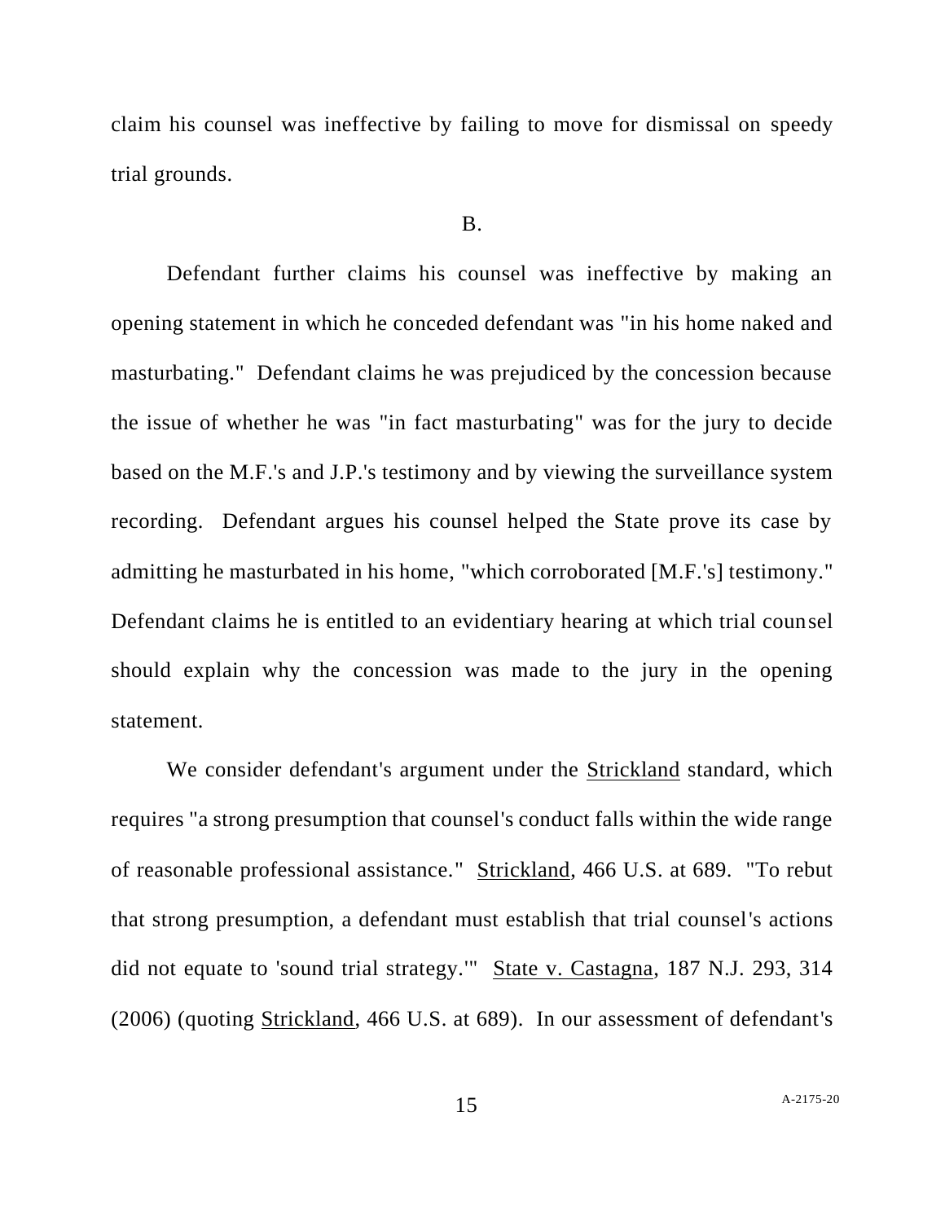claim his counsel was ineffective by failing to move for dismissal on speedy trial grounds.

B.

Defendant further claims his counsel was ineffective by making an opening statement in which he conceded defendant was "in his home naked and masturbating." Defendant claims he was prejudiced by the concession because the issue of whether he was "in fact masturbating" was for the jury to decide based on the M.F.'s and J.P.'s testimony and by viewing the surveillance system recording. Defendant argues his counsel helped the State prove its case by admitting he masturbated in his home, "which corroborated [M.F.'s] testimony." Defendant claims he is entitled to an evidentiary hearing at which trial counsel should explain why the concession was made to the jury in the opening statement.

We consider defendant's argument under the Strickland standard, which requires "a strong presumption that counsel's conduct falls within the wide range of reasonable professional assistance." Strickland, 466 U.S. at 689. "To rebut that strong presumption, a defendant must establish that trial counsel's actions did not equate to 'sound trial strategy.'" State v. Castagna, 187 N.J. 293, 314 (2006) (quoting Strickland, 466 U.S. at 689). In our assessment of defendant's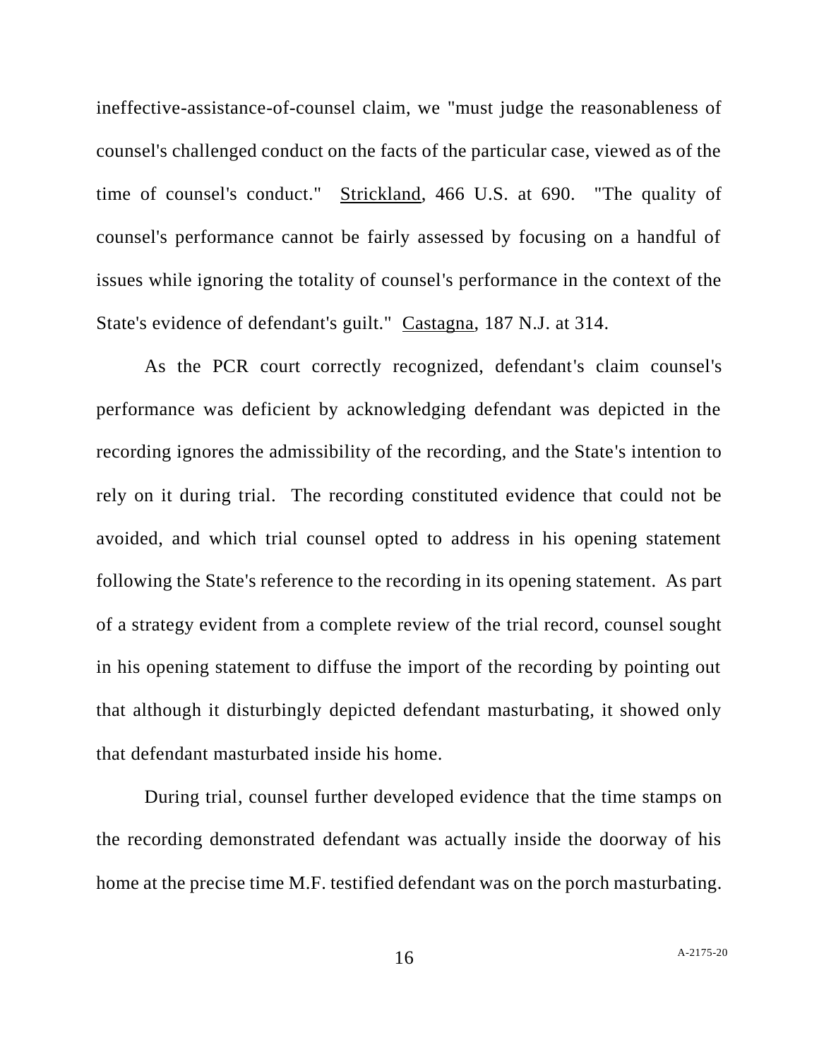ineffective-assistance-of-counsel claim, we "must judge the reasonableness of counsel's challenged conduct on the facts of the particular case, viewed as of the time of counsel's conduct." Strickland, 466 U.S. at 690. "The quality of counsel's performance cannot be fairly assessed by focusing on a handful of issues while ignoring the totality of counsel's performance in the context of the State's evidence of defendant's guilt." Castagna, 187 N.J. at 314.

As the PCR court correctly recognized, defendant's claim counsel's performance was deficient by acknowledging defendant was depicted in the recording ignores the admissibility of the recording, and the State's intention to rely on it during trial. The recording constituted evidence that could not be avoided, and which trial counsel opted to address in his opening statement following the State's reference to the recording in its opening statement. As part of a strategy evident from a complete review of the trial record, counsel sought in his opening statement to diffuse the import of the recording by pointing out that although it disturbingly depicted defendant masturbating, it showed only that defendant masturbated inside his home.

During trial, counsel further developed evidence that the time stamps on the recording demonstrated defendant was actually inside the doorway of his home at the precise time M.F. testified defendant was on the porch masturbating.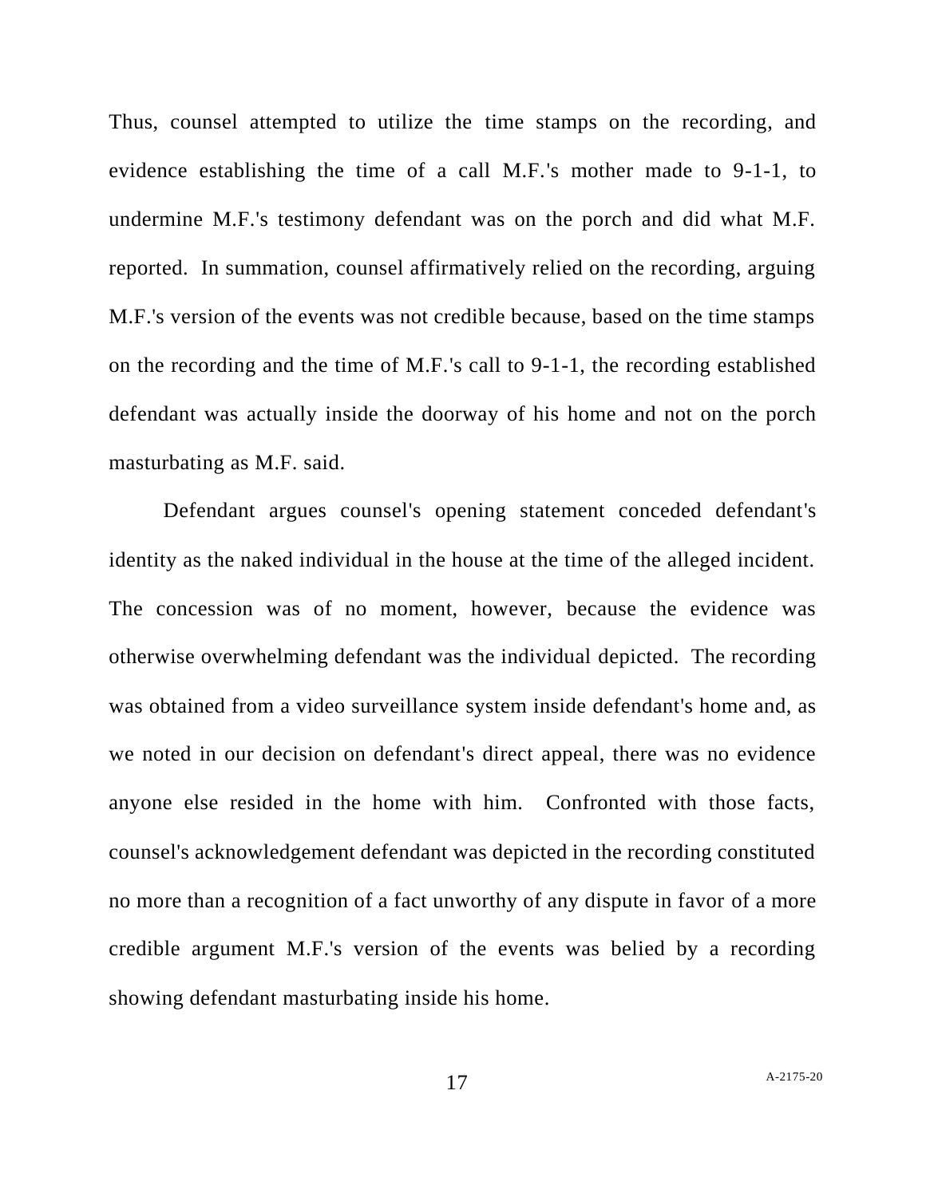Thus, counsel attempted to utilize the time stamps on the recording, and evidence establishing the time of a call M.F.'s mother made to 9-1-1, to undermine M.F.'s testimony defendant was on the porch and did what M.F. reported. In summation, counsel affirmatively relied on the recording, arguing M.F.'s version of the events was not credible because, based on the time stamps on the recording and the time of M.F.'s call to 9-1-1, the recording established defendant was actually inside the doorway of his home and not on the porch masturbating as M.F. said.

Defendant argues counsel's opening statement conceded defendant's identity as the naked individual in the house at the time of the alleged incident. The concession was of no moment, however, because the evidence was otherwise overwhelming defendant was the individual depicted. The recording was obtained from a video surveillance system inside defendant's home and, as we noted in our decision on defendant's direct appeal, there was no evidence anyone else resided in the home with him. Confronted with those facts, counsel's acknowledgement defendant was depicted in the recording constituted no more than a recognition of a fact unworthy of any dispute in favor of a more credible argument M.F.'s version of the events was belied by a recording showing defendant masturbating inside his home.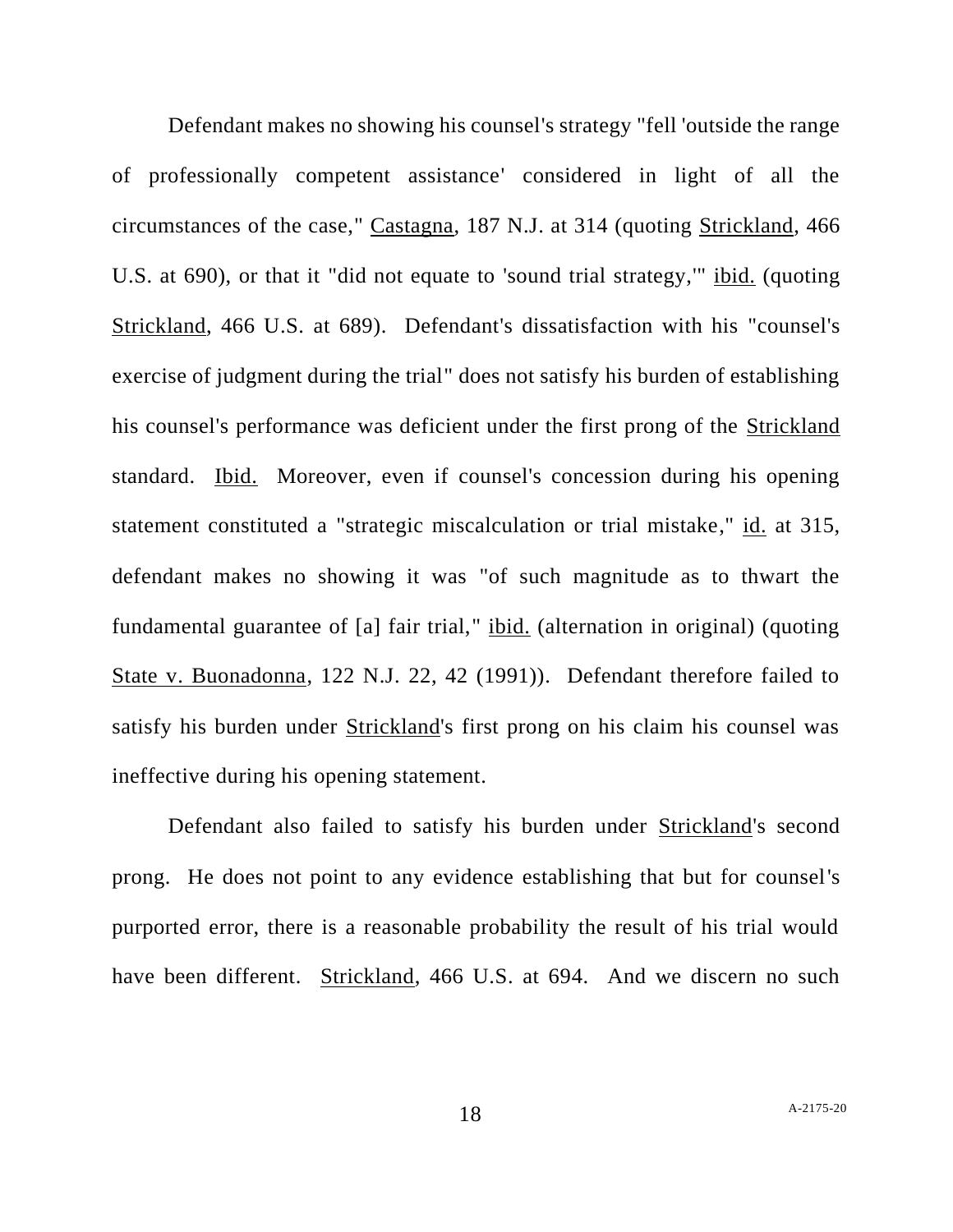Defendant makes no showing his counsel's strategy "fell 'outside the range of professionally competent assistance' considered in light of all the circumstances of the case," Castagna, 187 N.J. at 314 (quoting Strickland, 466 U.S. at 690), or that it "did not equate to 'sound trial strategy,'" ibid. (quoting Strickland, 466 U.S. at 689). Defendant's dissatisfaction with his "counsel's exercise of judgment during the trial" does not satisfy his burden of establishing his counsel's performance was deficient under the first prong of the Strickland standard. Ibid. Moreover, even if counsel's concession during his opening statement constituted a "strategic miscalculation or trial mistake," id. at 315, defendant makes no showing it was "of such magnitude as to thwart the fundamental guarantee of [a] fair trial," ibid. (alternation in original) (quoting State v. Buonadonna, 122 N.J. 22, 42 (1991)). Defendant therefore failed to satisfy his burden under Strickland's first prong on his claim his counsel was ineffective during his opening statement.

Defendant also failed to satisfy his burden under Strickland's second prong. He does not point to any evidence establishing that but for counsel's purported error, there is a reasonable probability the result of his trial would have been different. Strickland, 466 U.S. at 694. And we discern no such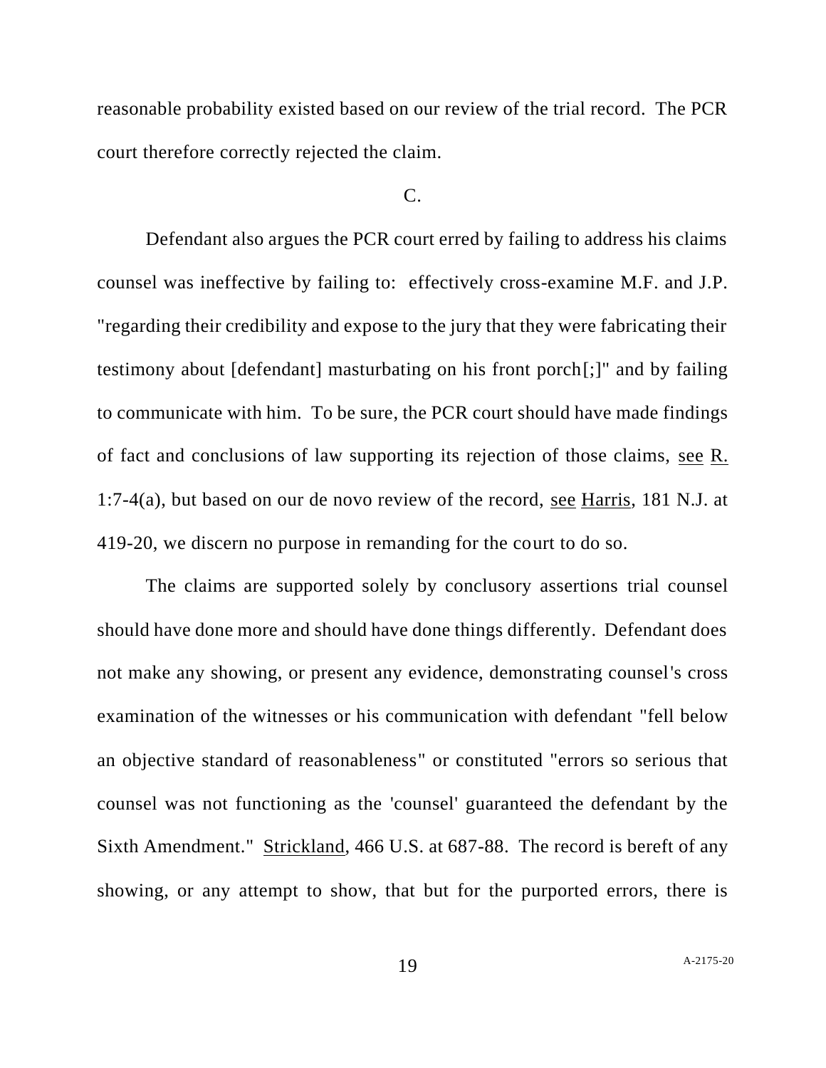reasonable probability existed based on our review of the trial record. The PCR court therefore correctly rejected the claim.

C.

Defendant also argues the PCR court erred by failing to address his claims counsel was ineffective by failing to: effectively cross-examine M.F. and J.P. "regarding their credibility and expose to the jury that they were fabricating their testimony about [defendant] masturbating on his front porch[;]" and by failing to communicate with him. To be sure, the PCR court should have made findings of fact and conclusions of law supporting its rejection of those claims, see R. 1:7-4(a), but based on our de novo review of the record, see Harris, 181 N.J. at 419-20, we discern no purpose in remanding for the court to do so.

The claims are supported solely by conclusory assertions trial counsel should have done more and should have done things differently. Defendant does not make any showing, or present any evidence, demonstrating counsel's cross examination of the witnesses or his communication with defendant "fell below an objective standard of reasonableness" or constituted "errors so serious that counsel was not functioning as the 'counsel' guaranteed the defendant by the Sixth Amendment." Strickland, 466 U.S. at 687-88. The record is bereft of any showing, or any attempt to show, that but for the purported errors, there is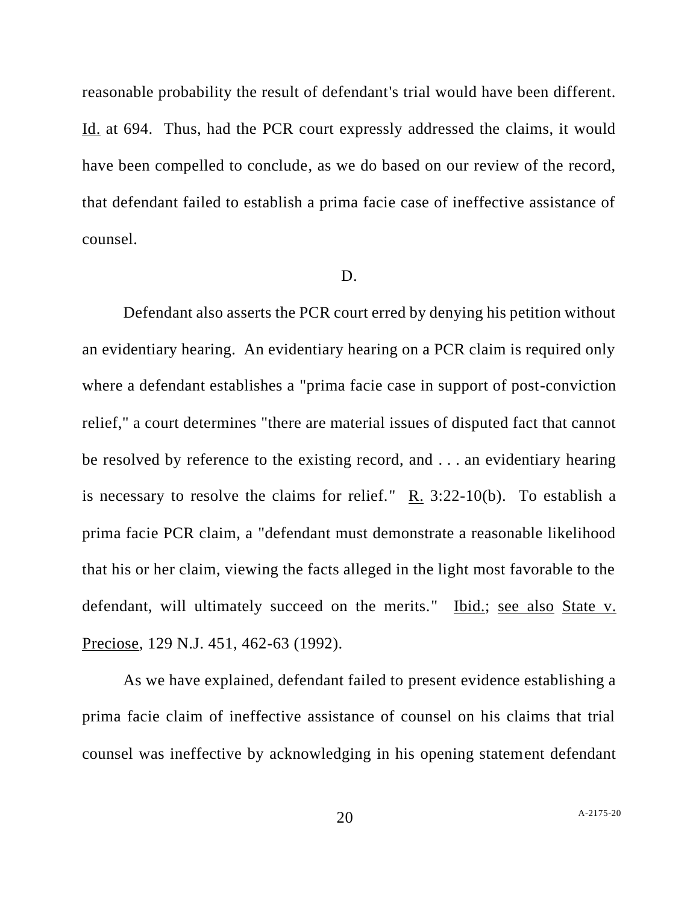reasonable probability the result of defendant's trial would have been different. Id. at 694. Thus, had the PCR court expressly addressed the claims, it would have been compelled to conclude, as we do based on our review of the record, that defendant failed to establish a prima facie case of ineffective assistance of counsel.

D.

Defendant also asserts the PCR court erred by denying his petition without an evidentiary hearing. An evidentiary hearing on a PCR claim is required only where a defendant establishes a "prima facie case in support of post-conviction relief," a court determines "there are material issues of disputed fact that cannot be resolved by reference to the existing record, and . . . an evidentiary hearing is necessary to resolve the claims for relief." R. 3:22-10(b). To establish a prima facie PCR claim, a "defendant must demonstrate a reasonable likelihood that his or her claim, viewing the facts alleged in the light most favorable to the defendant, will ultimately succeed on the merits." Ibid.; see also State v. Preciose, 129 N.J. 451, 462-63 (1992).

As we have explained, defendant failed to present evidence establishing a prima facie claim of ineffective assistance of counsel on his claims that trial counsel was ineffective by acknowledging in his opening statement defendant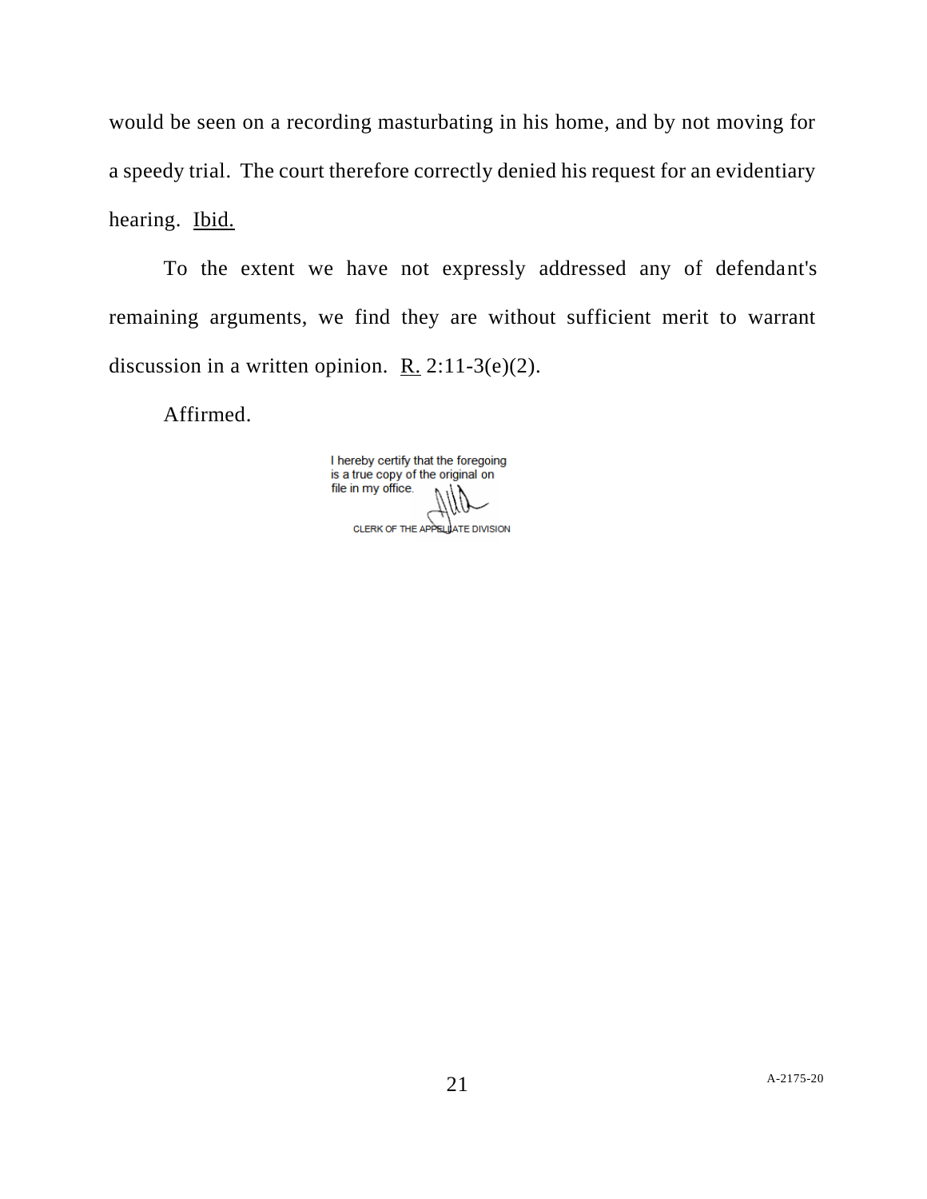would be seen on a recording masturbating in his home, and by not moving for a speedy trial. The court therefore correctly denied his request for an evidentiary hearing. Ibid.

To the extent we have not expressly addressed any of defendant's remaining arguments, we find they are without sufficient merit to warrant discussion in a written opinion. R. 2:11-3(e)(2).

Affirmed.

I hereby certify that the foregoing is a true copy of the original on file in my office.

CLERK OF THE APPELLATE DIVISION